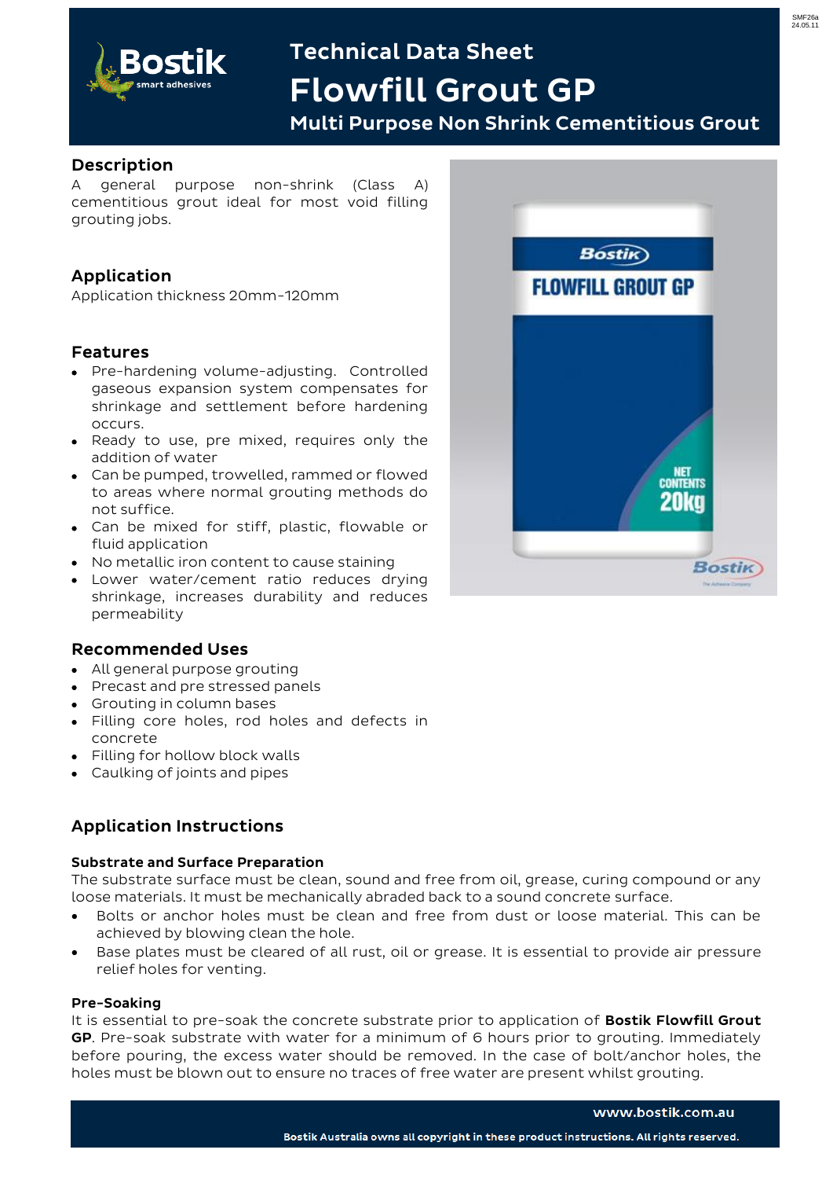SMF26a
24.05.11

# Technical Data Sheet

# Flowfill Grout GP

## Multi Purpose Non Shrink Cementitious Grout

## Description

A general purpose non-shrink (Class A) cementitious grout ideal for most void filling grouting jobs.

## Application

Application thickness 20mm-120mm

## Features

- Pre-hardening volume-adjusting. Controlled gaseous expansion system compensates for shrinkage and settlement before hardening occurs.
- Ready to use, pre mixed, requires only the addition of water
- Can be pumped, trowelled, rammed or flowed to areas where normal grouting methods do not suffice.
- Can be mixed for stiff, plastic, flowable or fluid application
- No metallic iron content to cause staining
- Lower water/cement ratio reduces drying shrinkage, increases durability and reduces permeability

## Recommended Uses

- All general purpose grouting
- Precast and pre stressed panels
- Grouting in column bases
- Filling core holes, rod holes and defects in concrete
- Filling for hollow block walls
- Caulking of joints and pipes

## Application Instructions

### Substrate and Surface Preparation

The substrate surface must be clean, sound and free from oil, grease, curing compound or any loose materials. It must be mechanically abraded back to a sound concrete surface.

- Bolts or anchor holes must be clean and free from dust or loose material. This can be achieved by blowing clean the hole.
- Base plates must be cleared of all rust, oil or grease. It is essential to provide air pressure relief holes for venting.

### Pre-Soaking

It is essential to pre-soak the concrete substrate prior to application of **Bostik Flowfill Grout GP**. Pre-soak substrate with water for a minimum of 6 hours prior to grouting. Immediately before pouring, the excess water should be removed. In the case of bolt/anchor holes, the holes must be blown out to ensure no traces of free water are present whilst grouting.

www.bostik.com.au

Bostik Australia owns all copyright in these product instructions. All rights reserved.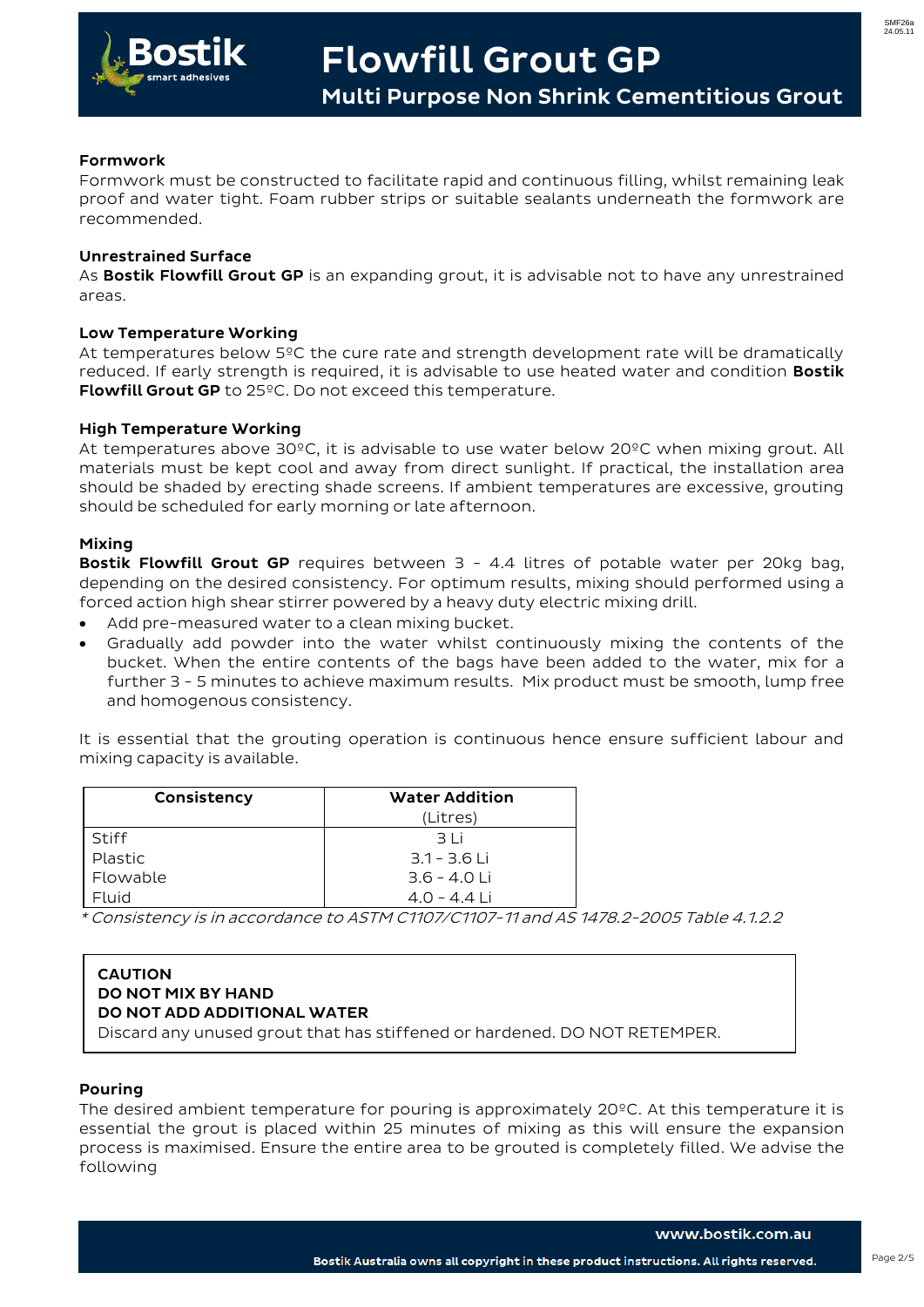## Formwork

Formwork must be constructed to facilitate rapid and continuous filling, whilst remaining leak proof and water tight. Foam rubber strips or suitable sealants underneath the formwork are recommended.

## Unrestrained Surface

As **Bostik Flowfill Grout GP** is an expanding grout, it is advisable not to have any unrestrained areas.

## Low Temperature Working

At temperatures below 5ºC the cure rate and strength development rate will be dramatically reduced. If early strength is required, it is advisable to use heated water and condition **Bostik Flowfill Grout GP** to 25ºC. Do not exceed this temperature.

## High Temperature Working

At temperatures above 30ºC, it is advisable to use water below 20ºC when mixing grout. All materials must be kept cool and away from direct sunlight. If practical, the installation area should be shaded by erecting shade screens. If ambient temperatures are excessive, grouting should be scheduled for early morning or late afternoon.

## Mixing

**Bostik Flowfill Grout GP** requires between 3 - 4.4 litres of potable water per 20kg bag, depending on the desired consistency. For optimum results, mixing should performed using a forced action high shear stirrer powered by a heavy duty electric mixing drill.

- Add pre-measured water to a clean mixing bucket.
- Gradually add powder into the water whilst continuously mixing the contents of the bucket. When the entire contents of the bags have been added to the water, mix for a further 3 - 5 minutes to achieve maximum results. Mix product must be smooth, lump free and homogenous consistency.

It is essential that the grouting operation is continuous hence ensure sufficient labour and mixing capacity is available.

| Consistency | Water Addition (Litres) |
|---|---|
| Stiff | 3 Li |
| Plastic | 3.1 - 3.6 Li |
| Flowable | 3.6 - 4.0 Li |
| Fluid | 4.0 - 4.4 Li |

*\* Consistency is in accordance to ASTM C1107/C1107-11 and AS 1478.2-2005 Table 4.1.2.2*

> **CAUTION**
> **DO NOT MIX BY HAND**
> **DO NOT ADD ADDITIONAL WATER**
> Discard any unused grout that has stiffened or hardened. DO NOT RETEMPER.

## Pouring

The desired ambient temperature for pouring is approximately 20ºC. At this temperature it is essential the grout is placed within 25 minutes of mixing as this will ensure the expansion process is maximised. Ensure the entire area to be grouted is completely filled. We advise the following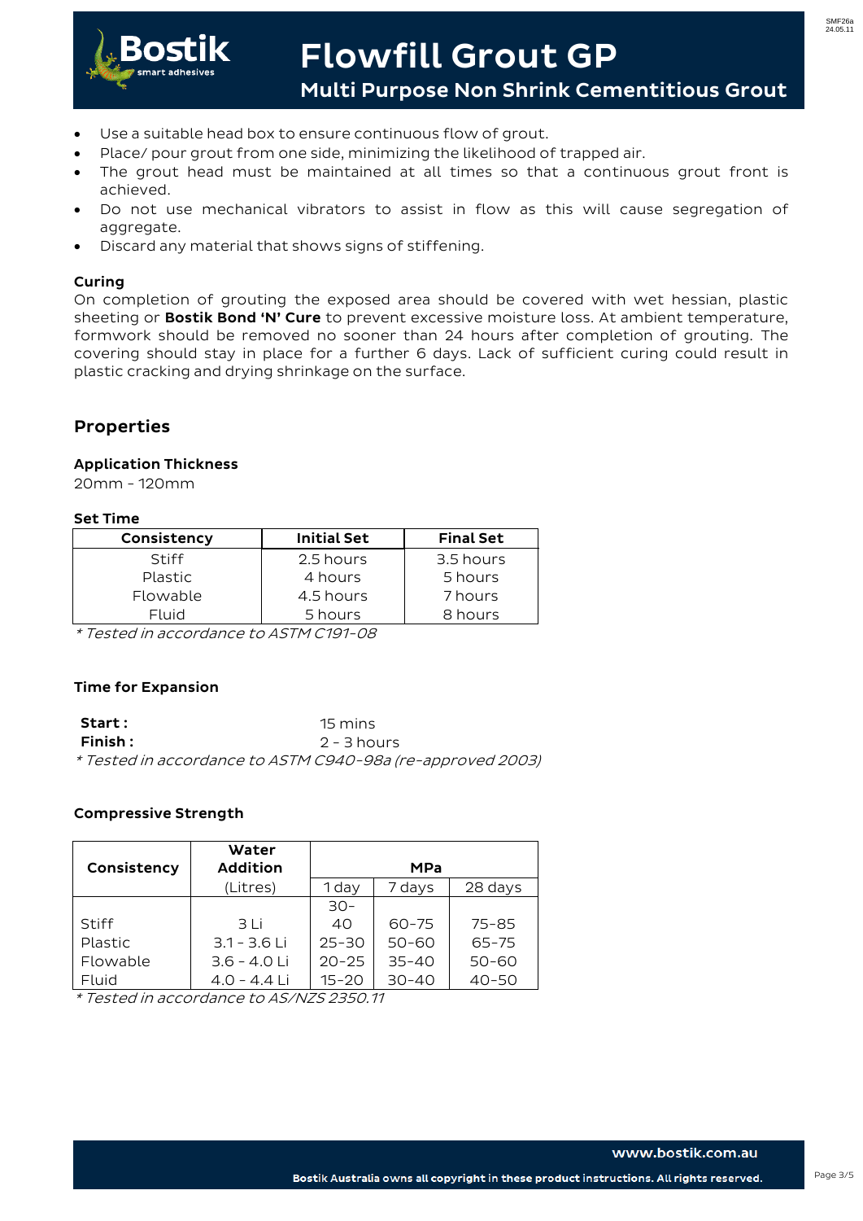- Use a suitable head box to ensure continuous flow of grout.
- Place/ pour grout from one side, minimizing the likelihood of trapped air.
- The grout head must be maintained at all times so that a continuous grout front is achieved.
- Do not use mechanical vibrators to assist in flow as this will cause segregation of aggregate.
- Discard any material that shows signs of stiffening.

### Curing

On completion of grouting the exposed area should be covered with wet hessian, plastic sheeting or **Bostik Bond 'N' Cure** to prevent excessive moisture loss. At ambient temperature, formwork should be removed no sooner than 24 hours after completion of grouting. The covering should stay in place for a further 6 days. Lack of sufficient curing could result in plastic cracking and drying shrinkage on the surface.

## Properties

### Application Thickness

20mm - 120mm

### Set Time

| Consistency | Initial Set | Final Set |
|---|---|---|
| Stiff | 2.5 hours | 3.5 hours |
| Plastic | 4 hours | 5 hours |
| Flowable | 4.5 hours | 7 hours |
| Fluid | 5 hours | 8 hours |

*\* Tested in accordance to ASTM C191-08*

### Time for Expansion

**Start :** 15 mins
**Finish :** 2 - 3 hours

*\* Tested in accordance to ASTM C940-98a (re-approved 2003)*

### Compressive Strength

| Consistency | Water Addition (Litres) | MPa | | |
|---|---|---|---|---|
| | | 1 day | 7 days | 28 days |
| Stiff | 3 Li | 30-40 | 60-75 | 75-85 |
| Plastic | 3.1 - 3.6 Li | 25-30 | 50-60 | 65-75 |
| Flowable | 3.6 - 4.0 Li | 20-25 | 35-40 | 50-60 |
| Fluid | 4.0 - 4.4 Li | 15-20 | 30-40 | 40-50 |

*\* Tested in accordance to AS/NZS 2350.11*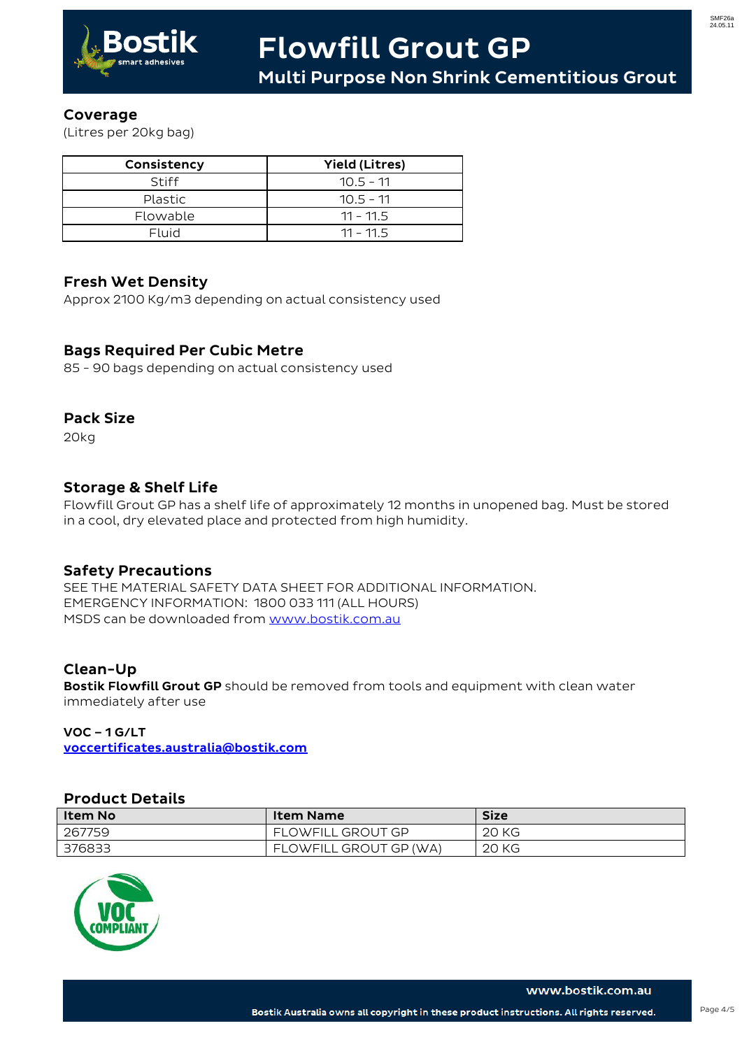# Flowfill Grout GP

## Multi Purpose Non Shrink Cementitious Grout

### Coverage

(Litres per 20kg bag)

| Consistency | Yield (Litres) |
|---|---|
| Stiff | 10.5 - 11 |
| Plastic | 10.5 - 11 |
| Flowable | 11 - 11.5 |
| Fluid | 11 - 11.5 |

### Fresh Wet Density

Approx 2100 Kg/m3 depending on actual consistency used

### Bags Required Per Cubic Metre

85 - 90 bags depending on actual consistency used

### Pack Size

20kg

### Storage & Shelf Life

Flowfill Grout GP has a shelf life of approximately 12 months in unopened bag. Must be stored in a cool, dry elevated place and protected from high humidity.

### Safety Precautions

SEE THE MATERIAL SAFETY DATA SHEET FOR ADDITIONAL INFORMATION.
EMERGENCY INFORMATION: 1800 033 111 (ALL HOURS)
MSDS can be downloaded from www.bostik.com.au

### Clean-Up

**Bostik Flowfill Grout GP** should be removed from tools and equipment with clean water immediately after use

**VOC – 1 G/LT**
**voccertificates.australia@bostik.com**

### Product Details

| Item No | Item Name | Size |
|---|---|---|
| 267759 | FLOWFILL GROUT GP | 20 KG |
| 376833 | FLOWFILL GROUT GP (WA) | 20 KG |

www.bostik.com.au

Bostik Australia owns all copyright in these product instructions. All rights reserved.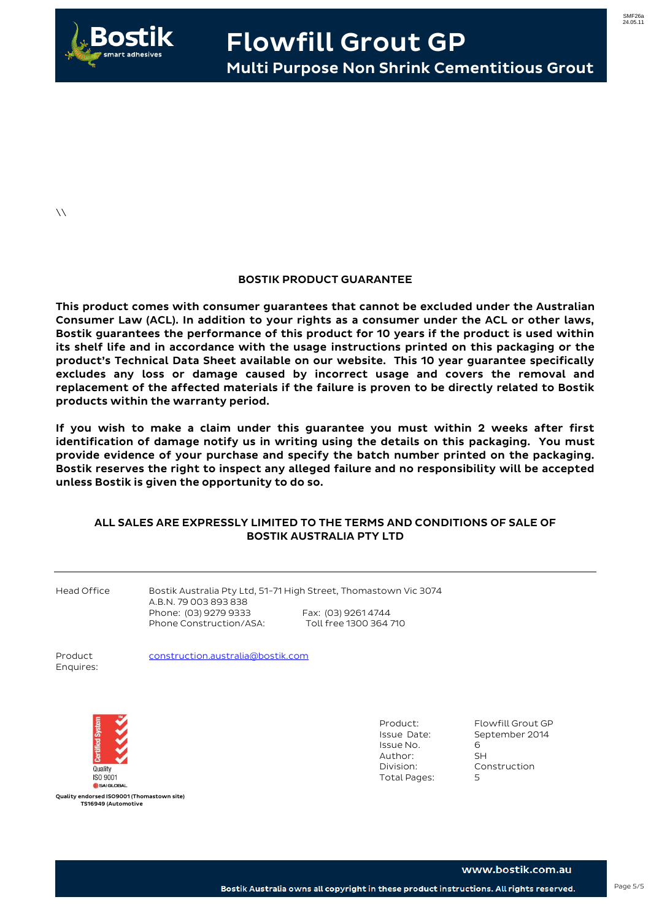\\

## BOSTIK PRODUCT GUARANTEE

**This product comes with consumer guarantees that cannot be excluded under the Australian Consumer Law (ACL). In addition to your rights as a consumer under the ACL or other laws, Bostik guarantees the performance of this product for 10 years if the product is used within its shelf life and in accordance with the usage instructions printed on this packaging or the product's Technical Data Sheet available on our website. This 10 year guarantee specifically excludes any loss or damage caused by incorrect usage and covers the removal and replacement of the affected materials if the failure is proven to be directly related to Bostik products within the warranty period.**

**If you wish to make a claim under this guarantee you must within 2 weeks after first identification of damage notify us in writing using the details on this packaging. You must provide evidence of your purchase and specify the batch number printed on the packaging. Bostik reserves the right to inspect any alleged failure and no responsibility will be accepted unless Bostik is given the opportunity to do so.**

**ALL SALES ARE EXPRESSLY LIMITED TO THE TERMS AND CONDITIONS OF SALE OF BOSTIK AUSTRALIA PTY LTD**

---

| | | |
|---|---|---|
| Head Office | Bostik Australia Pty Ltd, 51-71 High Street, Thomastown Vic 3074<br>A.B.N. 79 003 893 838<br>Phone: (03) 9279 9333<br>Phone Construction/ASA: | <br><br>Fax: (03) 9261 4744<br>Toll free 1300 364 710 |
| Product Enquires: | construction.australia@bostik.com | |

Quality endorsed ISO9001 (Thomastown site)
TS16949 (Automotive

| | |
|---|---|
| Product: | Flowfill Grout GP |
| Issue Date: | September 2014 |
| Issue No. | 6 |
| Author: | SH |
| Division: | Construction |
| Total Pages: | 5 |

www.bostik.com.au

Bostik Australia owns all copyright in these product instructions. All rights reserved.